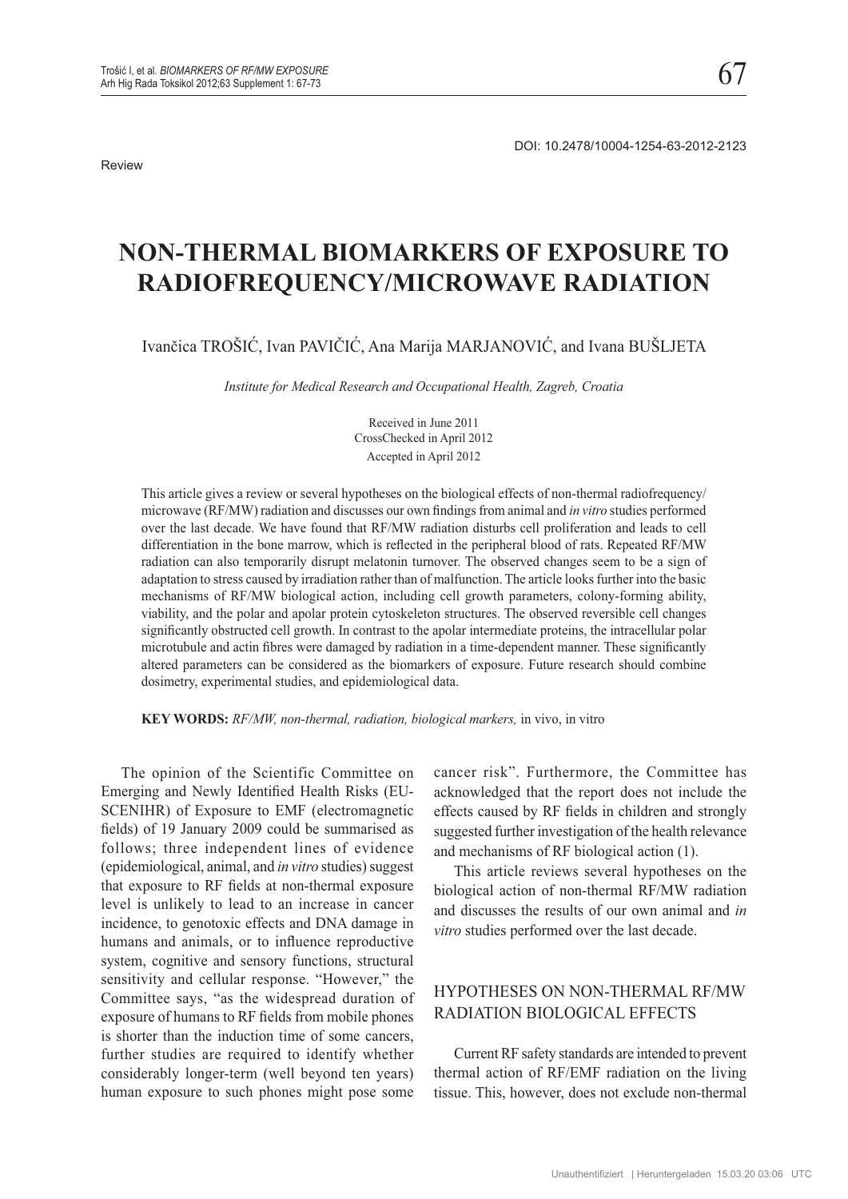DOI: 10.2478/10004-1254-63-2012-2123

Review

# NON-THERMAL BIOMARKERS OF EXPOSURE TO RADIOFREQUENCY/MICROWAVE RADIATION

Ivančica TROŠIĆ, Ivan PAVIČIĆ, Ana Marija MARJANOVIĆ, and Ivana BUŠLJETA

*Institute for Medical Research and Occupational Health, Zagreb, Croatia*

Received in June 2011
CrossChecked in April 2012
Accepted in April 2012

This article gives a review or several hypotheses on the biological effects of non-thermal radiofrequency/microwave (RF/MW) radiation and discusses our own findings from animal and *in vitro* studies performed over the last decade. We have found that RF/MW radiation disturbs cell proliferation and leads to cell differentiation in the bone marrow, which is reflected in the peripheral blood of rats. Repeated RF/MW radiation can also temporarily disrupt melatonin turnover. The observed changes seem to be a sign of adaptation to stress caused by irradiation rather than of malfunction. The article looks further into the basic mechanisms of RF/MW biological action, including cell growth parameters, colony-forming ability, viability, and the polar and apolar protein cytoskeleton structures. The observed reversible cell changes significantly obstructed cell growth. In contrast to the apolar intermediate proteins, the intracellular polar microtubule and actin fibres were damaged by radiation in a time-dependent manner. These significantly altered parameters can be considered as the biomarkers of exposure. Future research should combine dosimetry, experimental studies, and epidemiological data.

**KEY WORDS:** *RF/MW, non-thermal, radiation, biological markers,* in vivo, in vitro

The opinion of the Scientific Committee on Emerging and Newly Identified Health Risks (EU-SCENIHR) of Exposure to EMF (electromagnetic fields) of 19 January 2009 could be summarised as follows; three independent lines of evidence (epidemiological, animal, and *in vitro* studies) suggest that exposure to RF fields at non-thermal exposure level is unlikely to lead to an increase in cancer incidence, to genotoxic effects and DNA damage in humans and animals, or to influence reproductive system, cognitive and sensory functions, structural sensitivity and cellular response. "However," the Committee says, "as the widespread duration of exposure of humans to RF fields from mobile phones is shorter than the induction time of some cancers, further studies are required to identify whether considerably longer-term (well beyond ten years) human exposure to such phones might pose some cancer risk". Furthermore, the Committee has acknowledged that the report does not include the effects caused by RF fields in children and strongly suggested further investigation of the health relevance and mechanisms of RF biological action (1).

This article reviews several hypotheses on the biological action of non-thermal RF/MW radiation and discusses the results of our own animal and *in vitro* studies performed over the last decade.

## HYPOTHESES ON NON-THERMAL RF/MW RADIATION BIOLOGICAL EFFECTS

Current RF safety standards are intended to prevent thermal action of RF/EMF radiation on the living tissue. This, however, does not exclude non-thermal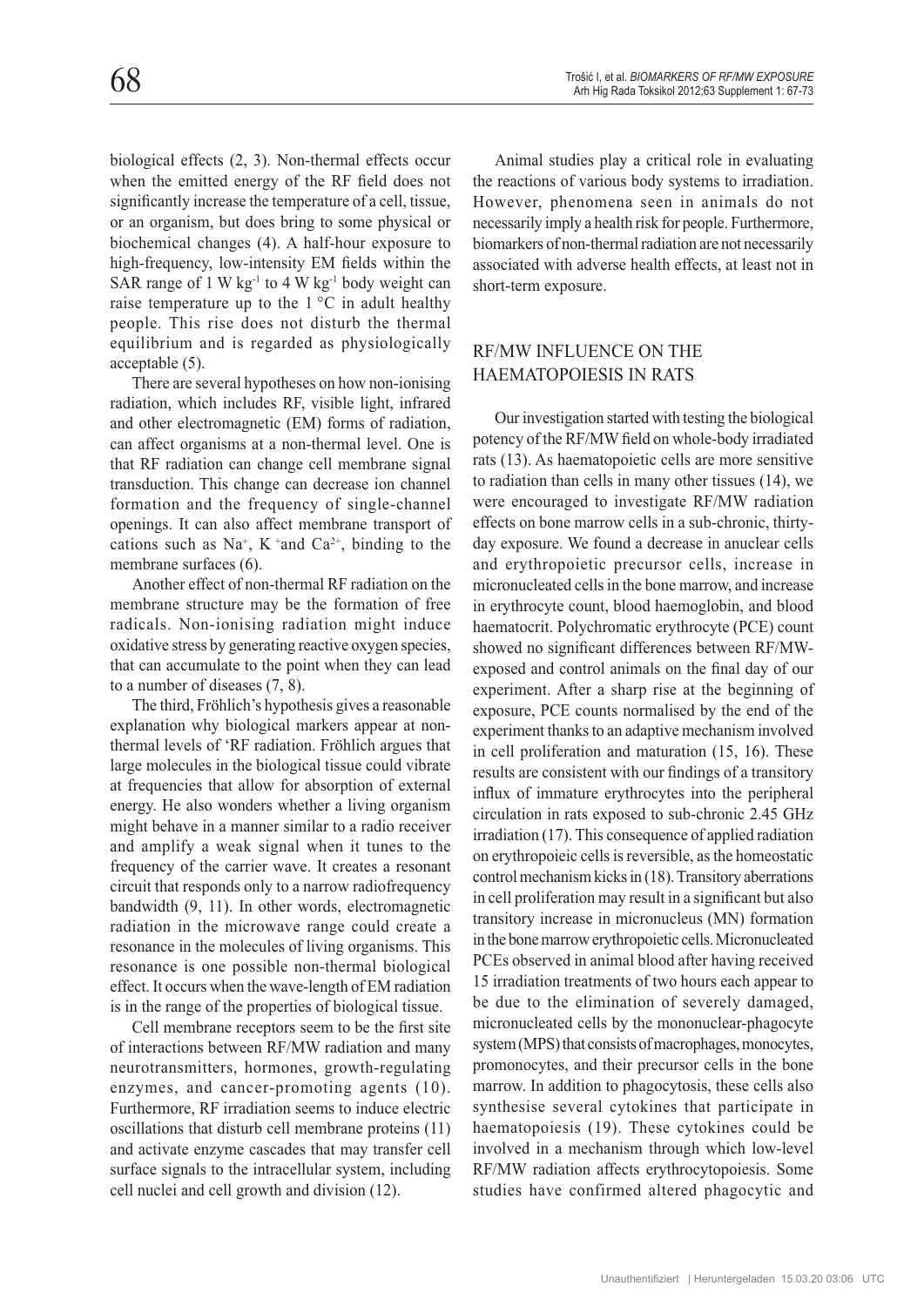biological effects (2, 3). Non-thermal effects occur when the emitted energy of the RF field does not significantly increase the temperature of a cell, tissue, or an organism, but does bring to some physical or biochemical changes (4). A half-hour exposure to high-frequency, low-intensity EM fields within the SAR range of 1 W $kg^{-1}$ to 4 W $kg^{-1}$ body weight can raise temperature up to the 1 °C in adult healthy people. This rise does not disturb the thermal equilibrium and is regarded as physiologically acceptable (5).

There are several hypotheses on how non-ionising radiation, which includes RF, visible light, infrared and other electromagnetic (EM) forms of radiation, can affect organisms at a non-thermal level. One is that RF radiation can change cell membrane signal transduction. This change can decrease ion channel formation and the frequency of single-channel openings. It can also affect membrane transport of cations such as $Na^+$, $K^+$ and $Ca^{2+}$, binding to the membrane surfaces (6).

Another effect of non-thermal RF radiation on the membrane structure may be the formation of free radicals. Non-ionising radiation might induce oxidative stress by generating reactive oxygen species, that can accumulate to the point when they can lead to a number of diseases (7, 8).

The third, Fröhlich's hypothesis gives a reasonable explanation why biological markers appear at non-thermal levels of 'RF radiation. Fröhlich argues that large molecules in the biological tissue could vibrate at frequencies that allow for absorption of external energy. He also wonders whether a living organism might behave in a manner similar to a radio receiver and amplify a weak signal when it tunes to the frequency of the carrier wave. It creates a resonant circuit that responds only to a narrow radiofrequency bandwidth (9, 11). In other words, electromagnetic radiation in the microwave range could create a resonance in the molecules of living organisms. This resonance is one possible non-thermal biological effect. It occurs when the wave-length of EM radiation is in the range of the properties of biological tissue.

Cell membrane receptors seem to be the first site of interactions between RF/MW radiation and many neurotransmitters, hormones, growth-regulating enzymes, and cancer-promoting agents (10). Furthermore, RF irradiation seems to induce electric oscillations that disturb cell membrane proteins (11) and activate enzyme cascades that may transfer cell surface signals to the intracellular system, including cell nuclei and cell growth and division (12).

Animal studies play a critical role in evaluating the reactions of various body systems to irradiation. However, phenomena seen in animals do not necessarily imply a health risk for people. Furthermore, biomarkers of non-thermal radiation are not necessarily associated with adverse health effects, at least not in short-term exposure.

## RF/MW INFLUENCE ON THE HAEMATOPOIESIS IN RATS

Our investigation started with testing the biological potency of the RF/MW field on whole-body irradiated rats (13). As haematopoietic cells are more sensitive to radiation than cells in many other tissues (14), we were encouraged to investigate RF/MW radiation effects on bone marrow cells in a sub-chronic, thirty-day exposure. We found a decrease in anuclear cells and erythropoietic precursor cells, increase in micronucleated cells in the bone marrow, and increase in erythrocyte count, blood haemoglobin, and blood haematocrit. Polychromatic erythrocyte (PCE) count showed no significant differences between RF/MW-exposed and control animals on the final day of our experiment. After a sharp rise at the beginning of exposure, PCE counts normalised by the end of the experiment thanks to an adaptive mechanism involved in cell proliferation and maturation (15, 16). These results are consistent with our findings of a transitory influx of immature erythrocytes into the peripheral circulation in rats exposed to sub-chronic 2.45 GHz irradiation (17). This consequence of applied radiation on erythropoieic cells is reversible, as the homeostatic control mechanism kicks in (18). Transitory aberrations in cell proliferation may result in a significant but also transitory increase in micronucleus (MN) formation in the bone marrow erythropoietic cells. Micronucleated PCEs observed in animal blood after having received 15 irradiation treatments of two hours each appear to be due to the elimination of severely damaged, micronucleated cells by the mononuclear-phagocyte system (MPS) that consists of macrophages, monocytes, promonocytes, and their precursor cells in the bone marrow. In addition to phagocytosis, these cells also synthesise several cytokines that participate in haematopoiesis (19). These cytokines could be involved in a mechanism through which low-level RF/MW radiation affects erythrocytopoiesis. Some studies have confirmed altered phagocytic and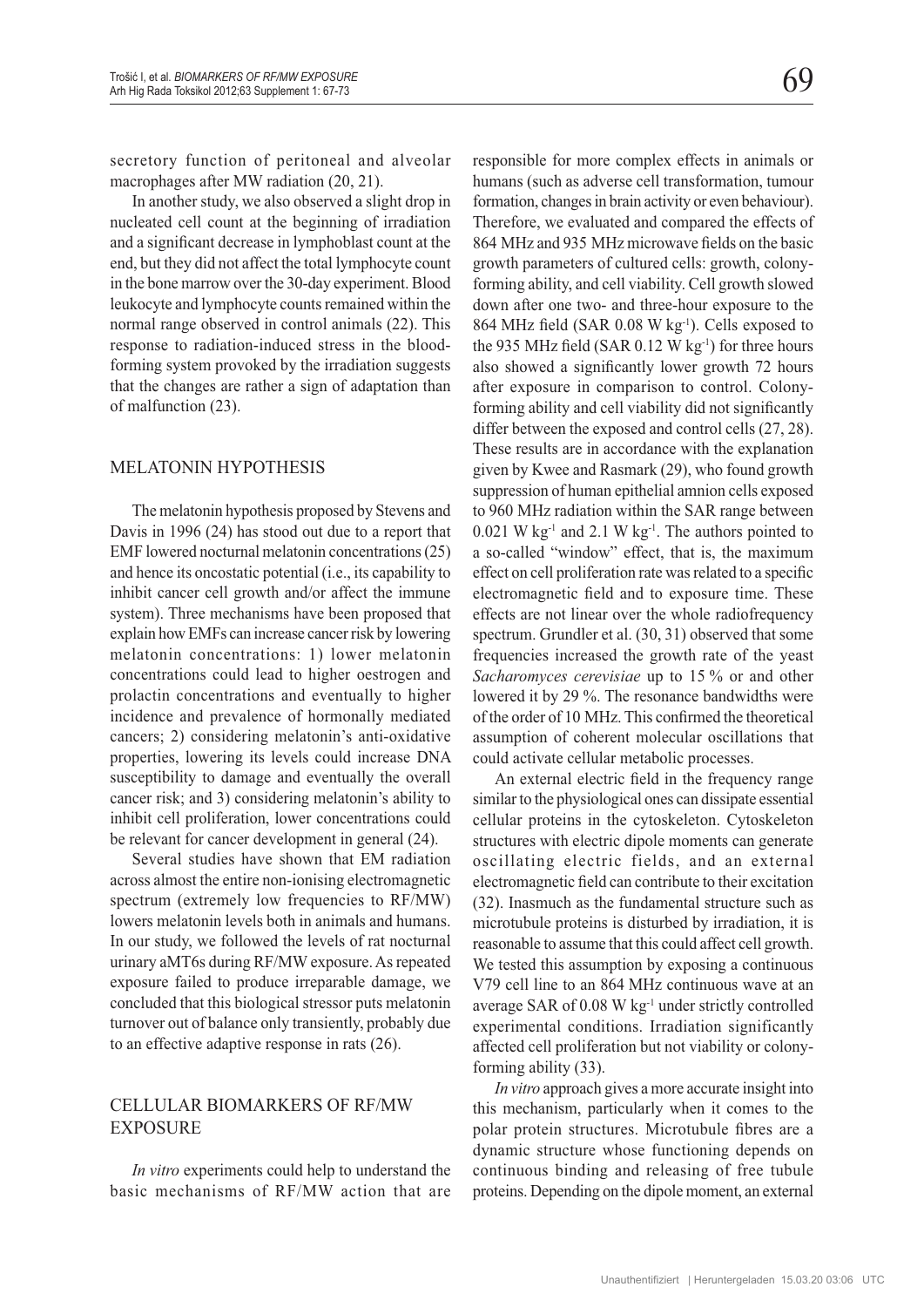secretory function of peritoneal and alveolar macrophages after MW radiation (20, 21).

In another study, we also observed a slight drop in nucleated cell count at the beginning of irradiation and a significant decrease in lymphoblast count at the end, but they did not affect the total lymphocyte count in the bone marrow over the 30-day experiment. Blood leukocyte and lymphocyte counts remained within the normal range observed in control animals (22). This response to radiation-induced stress in the blood-forming system provoked by the irradiation suggests that the changes are rather a sign of adaptation than of malfunction (23).

## MELATONIN HYPOTHESIS

The melatonin hypothesis proposed by Stevens and Davis in 1996 (24) has stood out due to a report that EMF lowered nocturnal melatonin concentrations (25) and hence its oncostatic potential (i.e., its capability to inhibit cancer cell growth and/or affect the immune system). Three mechanisms have been proposed that explain how EMFs can increase cancer risk by lowering melatonin concentrations: 1) lower melatonin concentrations could lead to higher oestrogen and prolactin concentrations and eventually to higher incidence and prevalence of hormonally mediated cancers; 2) considering melatonin's anti-oxidative properties, lowering its levels could increase DNA susceptibility to damage and eventually the overall cancer risk; and 3) considering melatonin's ability to inhibit cell proliferation, lower concentrations could be relevant for cancer development in general (24).

Several studies have shown that EM radiation across almost the entire non-ionising electromagnetic spectrum (extremely low frequencies to RF/MW) lowers melatonin levels both in animals and humans. In our study, we followed the levels of rat nocturnal urinary aMT6s during RF/MW exposure. As repeated exposure failed to produce irreparable damage, we concluded that this biological stressor puts melatonin turnover out of balance only transiently, probably due to an effective adaptive response in rats (26).

## CELLULAR BIOMARKERS OF RF/MW EXPOSURE

*In vitro* experiments could help to understand the basic mechanisms of RF/MW action that are responsible for more complex effects in animals or humans (such as adverse cell transformation, tumour formation, changes in brain activity or even behaviour). Therefore, we evaluated and compared the effects of 864 MHz and 935 MHz microwave fields on the basic growth parameters of cultured cells: growth, colony-forming ability, and cell viability. Cell growth slowed down after one two- and three-hour exposure to the 864 MHz field (SAR 0.08 W kg$^{-1}$). Cells exposed to the 935 MHz field (SAR 0.12 W kg$^{-1}$) for three hours also showed a significantly lower growth 72 hours after exposure in comparison to control. Colony-forming ability and cell viability did not significantly differ between the exposed and control cells (27, 28). These results are in accordance with the explanation given by Kwee and Rasmark (29), who found growth suppression of human epithelial amnion cells exposed to 960 MHz radiation within the SAR range between 0.021 W kg$^{-1}$ and 2.1 W kg$^{-1}$. The authors pointed to a so-called "window" effect, that is, the maximum effect on cell proliferation rate was related to a specific electromagnetic field and to exposure time. These effects are not linear over the whole radiofrequency spectrum. Grundler et al. (30, 31) observed that some frequencies increased the growth rate of the yeast *Sacharomyces cerevisiae* up to 15 % or and other lowered it by 29 %. The resonance bandwidths were of the order of 10 MHz. This confirmed the theoretical assumption of coherent molecular oscillations that could activate cellular metabolic processes.

An external electric field in the frequency range similar to the physiological ones can dissipate essential cellular proteins in the cytoskeleton. Cytoskeleton structures with electric dipole moments can generate oscillating electric fields, and an external electromagnetic field can contribute to their excitation (32). Inasmuch as the fundamental structure such as microtubule proteins is disturbed by irradiation, it is reasonable to assume that this could affect cell growth. We tested this assumption by exposing a continuous V79 cell line to an 864 MHz continuous wave at an average SAR of 0.08 W kg$^{-1}$ under strictly controlled experimental conditions. Irradiation significantly affected cell proliferation but not viability or colony-forming ability (33).

*In vitro* approach gives a more accurate insight into this mechanism, particularly when it comes to the polar protein structures. Microtubule fibres are a dynamic structure whose functioning depends on continuous binding and releasing of free tubule proteins. Depending on the dipole moment, an external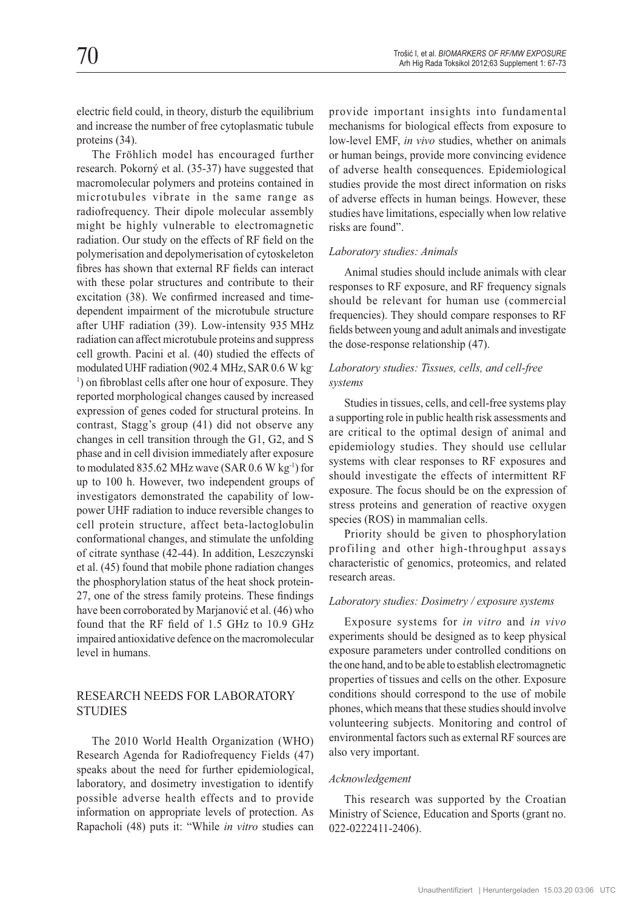electric field could, in theory, disturb the equilibrium and increase the number of free cytoplasmatic tubule proteins (34).

The Fröhlich model has encouraged further research. Pokorný et al. (35-37) have suggested that macromolecular polymers and proteins contained in microtubules vibrate in the same range as radiofrequency. Their dipole molecular assembly might be highly vulnerable to electromagnetic radiation. Our study on the effects of RF field on the polymerisation and depolymerisation of cytoskeleton fibres has shown that external RF fields can interact with these polar structures and contribute to their excitation (38). We confirmed increased and time-dependent impairment of the microtubule structure after UHF radiation (39). Low-intensity 935 MHz radiation can affect microtubule proteins and suppress cell growth. Pacini et al. (40) studied the effects of modulated UHF radiation (902.4 MHz, SAR 0.6 W $kg^{-1}$) on fibroblast cells after one hour of exposure. They reported morphological changes caused by increased expression of genes coded for structural proteins. In contrast, Stagg's group (41) did not observe any changes in cell transition through the G1, G2, and S phase and in cell division immediately after exposure to modulated 835.62 MHz wave (SAR 0.6 W $kg^{-1}$) for up to 100 h. However, two independent groups of investigators demonstrated the capability of low-power UHF radiation to induce reversible changes to cell protein structure, affect beta-lactoglobulin conformational changes, and stimulate the unfolding of citrate synthase (42-44). In addition, Leszczynski et al. (45) found that mobile phone radiation changes the phosphorylation status of the heat shock protein-27, one of the stress family proteins. These findings have been corroborated by Marjanović et al. (46) who found that the RF field of 1.5 GHz to 10.9 GHz impaired antioxidative defence on the macromolecular level in humans.

## RESEARCH NEEDS FOR LABORATORY STUDIES

The 2010 World Health Organization (WHO) Research Agenda for Radiofrequency Fields (47) speaks about the need for further epidemiological, laboratory, and dosimetry investigation to identify possible adverse health effects and to provide information on appropriate levels of protection. As Rapacholi (48) puts it: "While *in vitro* studies can provide important insights into fundamental mechanisms for biological effects from exposure to low-level EMF, *in vivo* studies, whether on animals or human beings, provide more convincing evidence of adverse health consequences. Epidemiological studies provide the most direct information on risks of adverse effects in human beings. However, these studies have limitations, especially when low relative risks are found".

### *Laboratory studies: Animals*

Animal studies should include animals with clear responses to RF exposure, and RF frequency signals should be relevant for human use (commercial frequencies). They should compare responses to RF fields between young and adult animals and investigate the dose-response relationship (47).

### *Laboratory studies: Tissues, cells, and cell-free systems*

Studies in tissues, cells, and cell-free systems play a supporting role in public health risk assessments and are critical to the optimal design of animal and epidemiology studies. They should use cellular systems with clear responses to RF exposures and should investigate the effects of intermittent RF exposure. The focus should be on the expression of stress proteins and generation of reactive oxygen species (ROS) in mammalian cells.

Priority should be given to phosphorylation profiling and other high-throughput assays characteristic of genomics, proteomics, and related research areas.

### *Laboratory studies: Dosimetry / exposure systems*

Exposure systems for *in vitro* and *in vivo* experiments should be designed as to keep physical exposure parameters under controlled conditions on the one hand, and to be able to establish electromagnetic properties of tissues and cells on the other. Exposure conditions should correspond to the use of mobile phones, which means that these studies should involve volunteering subjects. Monitoring and control of environmental factors such as external RF sources are also very important.

### *Acknowledgement*

This research was supported by the Croatian Ministry of Science, Education and Sports (grant no. 022-0222411-2406).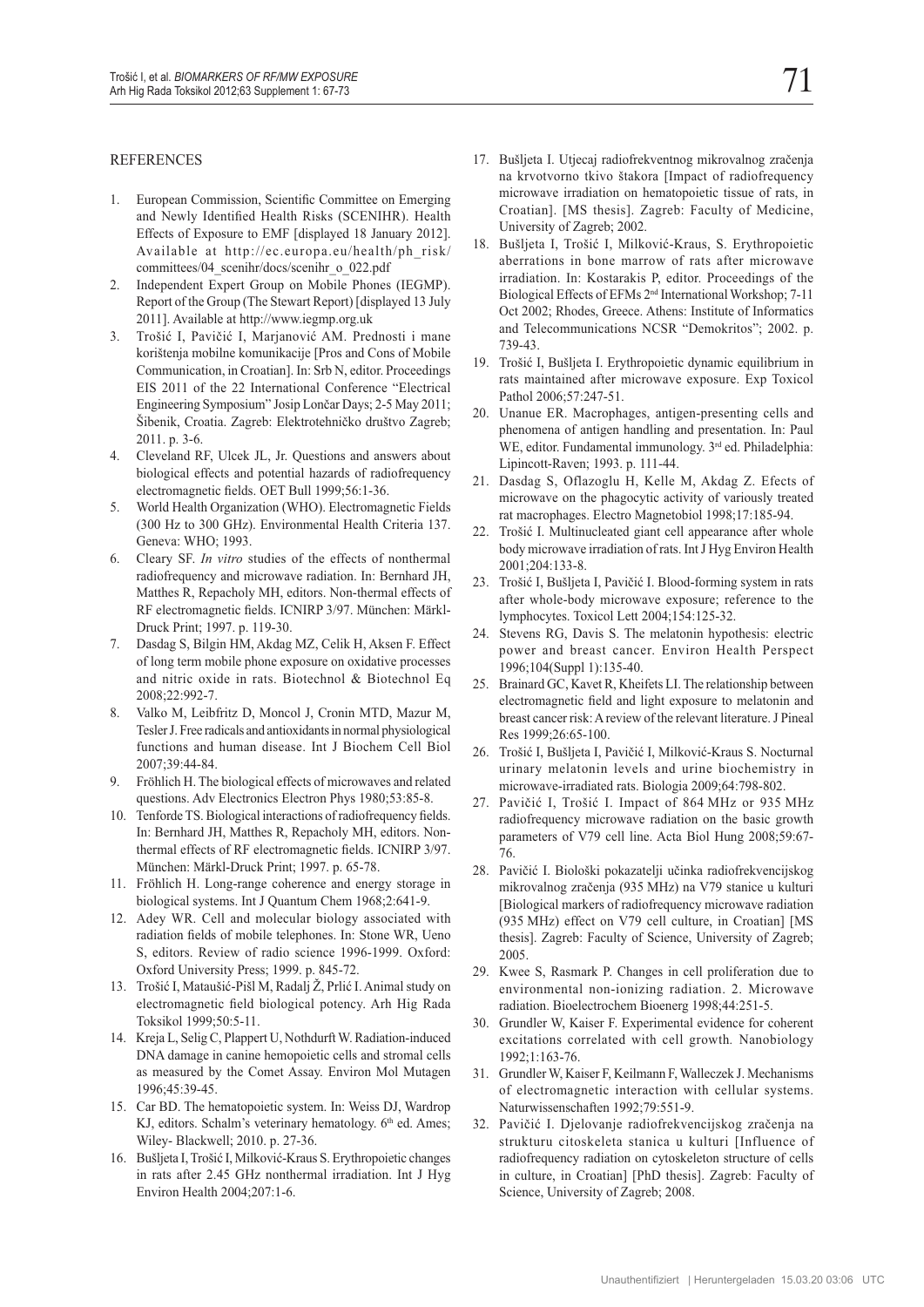## REFERENCES

1. European Commission, Scientific Committee on Emerging and Newly Identified Health Risks (SCENIHR). Health Effects of Exposure to EMF [displayed 18 January 2012]. Available at http://ec.europa.eu/health/ph_risk/committees/04_scenihr/docs/scenihr_o_022.pdf
2. Independent Expert Group on Mobile Phones (IEGMP). Report of the Group (The Stewart Report) [displayed 13 July 2011]. Available at http://www.iegmp.org.uk
3. Trošić I, Pavičić I, Marjanović AM. Prednosti i mane korištenja mobilne komunikacije [Pros and Cons of Mobile Communication, in Croatian]. In: Srb N, editor. Proceedings EIS 2011 of the 22 International Conference "Electrical Engineering Symposium" Josip Lončar Days; 2-5 May 2011; Šibenik, Croatia. Zagreb: Elektrotehničko društvo Zagreb; 2011. p. 3-6.
4. Cleveland RF, Ulcek JL, Jr. Questions and answers about biological effects and potential hazards of radiofrequency electromagnetic fields. OET Bull 1999;56:1-36.
5. World Health Organization (WHO). Electromagnetic Fields (300 Hz to 300 GHz). Environmental Health Criteria 137. Geneva: WHO; 1993.
6. Cleary SF. *In vitro* studies of the effects of nonthermal radiofrequency and microwave radiation. In: Bernhard JH, Matthes R, Repacholy MH, editors. Non-thermal effects of RF electromagnetic fields. ICNIRP 3/97. München: Märkl-Druck Print; 1997. p. 119-30.
7. Dasdag S, Bilgin HM, Akdag MZ, Celik H, Aksen F. Effect of long term mobile phone exposure on oxidative processes and nitric oxide in rats. Biotechnol & Biotechnol Eq 2008;22:992-7.
8. Valko M, Leibfritz D, Moncol J, Cronin MTD, Mazur M, Tesler J. Free radicals and antioxidants in normal physiological functions and human disease. Int J Biochem Cell Biol 2007;39:44-84.
9. Fröhlich H. The biological effects of microwaves and related questions. Adv Electronics Electron Phys 1980;53:85-8.
10. Tenforde TS. Biological interactions of radiofrequency fields. In: Bernhard JH, Matthes R, Repacholy MH, editors. Non-thermal effects of RF electromagnetic fields. ICNIRP 3/97. München: Märkl-Druck Print; 1997. p. 65-78.
11. Fröhlich H. Long-range coherence and energy storage in biological systems. Int J Quantum Chem 1968;2:641-9.
12. Adey WR. Cell and molecular biology associated with radiation fields of mobile telephones. In: Stone WR, Ueno S, editors. Review of radio science 1996-1999. Oxford: Oxford University Press; 1999. p. 845-72.
13. Trošić I, Mataušić-Pišl M, Radalj Ž, Prlić I. Animal study on electromagnetic field biological potency. Arh Hig Rada Toksikol 1999;50:5-11.
14. Kreja L, Selig C, Plappert U, Nothdurft W. Radiation-induced DNA damage in canine hemopoietic cells and stromal cells as measured by the Comet Assay. Environ Mol Mutagen 1996;45:39-45.
15. Car BD. The hematopoietic system. In: Weiss DJ, Wardrop KJ, editors. Schalm's veterinary hematology. 6th ed. Ames; Wiley- Blackwell; 2010. p. 27-36.
16. Bušljeta I, Trošić I, Milković-Kraus S. Erythropoietic changes in rats after 2.45 GHz nonthermal irradiation. Int J Hyg Environ Health 2004;207:1-6.
17. Bušljeta I. Utjecaj radiofrekventnog mikrovalnog zračenja na krvotvorno tkivo štakora [Impact of radiofrequency microwave irradiation on hematopoietic tissue of rats, in Croatian]. [MS thesis]. Zagreb: Faculty of Medicine, University of Zagreb; 2002.
18. Bušljeta I, Trošić I, Milković-Kraus, S. Erythropoietic aberrations in bone marrow of rats after microwave irradiation. In: Kostarakis P, editor. Proceedings of the Biological Effects of EFMs 2nd International Workshop; 7-11 Oct 2002; Rhodes, Greece. Athens: Institute of Informatics and Telecommunications NCSR "Demokritos"; 2002. p. 739-43.
19. Trošić I, Bušljeta I. Erythropoietic dynamic equilibrium in rats maintained after microwave exposure. Exp Toxicol Pathol 2006;57:247-51.
20. Unanue ER. Macrophages, antigen-presenting cells and phenomena of antigen handling and presentation. In: Paul WE, editor. Fundamental immunology. 3rd ed. Philadelphia: Lipincott-Raven; 1993. p. 111-44.
21. Dasdag S, Oflazoglu H, Kelle M, Akdag Z. Efects of microwave on the phagocytic activity of variously treated rat macrophages. Electro Magnetobiol 1998;17:185-94.
22. Trošić I. Multinucleated giant cell appearance after whole body microwave irradiation of rats. Int J Hyg Environ Health 2001;204:133-8.
23. Trošić I, Bušljeta I, Pavičić I. Blood-forming system in rats after whole-body microwave exposure; reference to the lymphocytes. Toxicol Lett 2004;154:125-32.
24. Stevens RG, Davis S. The melatonin hypothesis: electric power and breast cancer. Environ Health Perspect 1996;104(Suppl 1):135-40.
25. Brainard GC, Kavet R, Kheifets LI. The relationship between electromagnetic field and light exposure to melatonin and breast cancer risk: A review of the relevant literature. J Pineal Res 1999;26:65-100.
26. Trošić I, Bušljeta I, Pavičić I, Milković-Kraus S. Nocturnal urinary melatonin levels and urine biochemistry in microwave-irradiated rats. Biologia 2009;64:798-802.
27. Pavičić I, Trošić I. Impact of 864 MHz or 935 MHz radiofrequency microwave radiation on the basic growth parameters of V79 cell line. Acta Biol Hung 2008;59:67-76.
28. Pavičić I. Biološki pokazatelji učinka radiofrekvencijskog mikrovalnog zračenja (935 MHz) na V79 stanice u kulturi [Biological markers of radiofrequency microwave radiation (935 MHz) effect on V79 cell culture, in Croatian] [MS thesis]. Zagreb: Faculty of Science, University of Zagreb; 2005.
29. Kwee S, Rasmark P. Changes in cell proliferation due to environmental non-ionizing radiation. 2. Microwave radiation. Bioelectrochem Bioenerg 1998;44:251-5.
30. Grundler W, Kaiser F. Experimental evidence for coherent excitations correlated with cell growth. Nanobiology 1992;1:163-76.
31. Grundler W, Kaiser F, Keilmann F, Walleczek J. Mechanisms of electromagnetic interaction with cellular systems. Naturwissenschaften 1992;79:551-9.
32. Pavičić I. Djelovanje radiofrekvencijskog zračenja na strukturu citoskeleta stanica u kulturi [Influence of radiofrequency radiation on cytoskeleton structure of cells in culture, in Croatian] [PhD thesis]. Zagreb: Faculty of Science, University of Zagreb; 2008.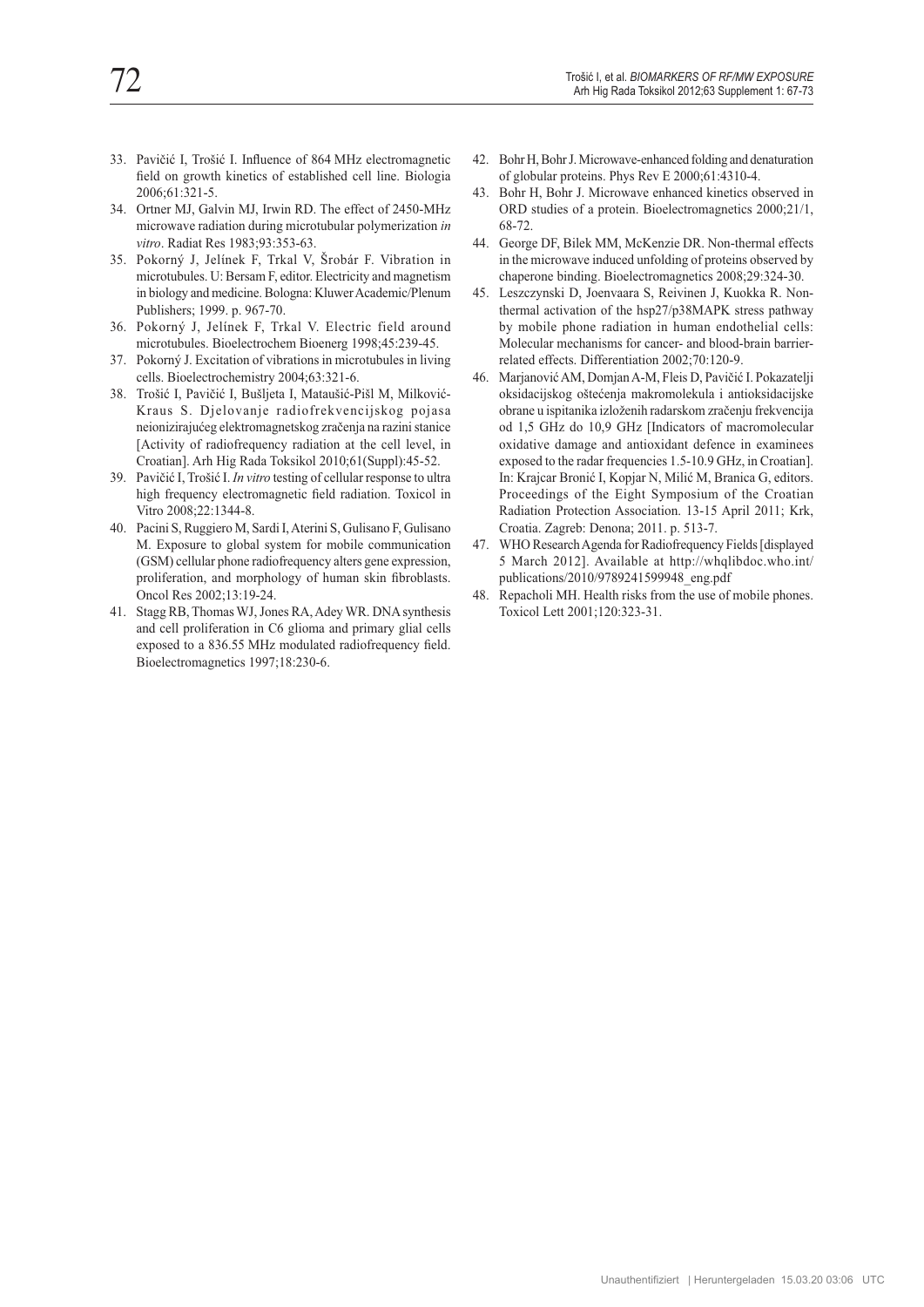33. Pavičić I, Trošić I. Influence of 864 MHz electromagnetic field on growth kinetics of established cell line. Biologia 2006;61:321-5.
34. Ortner MJ, Galvin MJ, Irwin RD. The effect of 2450-MHz microwave radiation during microtubular polymerization *in vitro*. Radiat Res 1983;93:353-63.
35. Pokorný J, Jelínek F, Trkal V, Šrobár F. Vibration in microtubules. U: Bersam F, editor. Electricity and magnetism in biology and medicine. Bologna: Kluwer Academic/Plenum Publishers; 1999. p. 967-70.
36. Pokorný J, Jelínek F, Trkal V. Electric field around microtubules. Bioelectrochem Bioenerg 1998;45:239-45.
37. Pokorný J. Excitation of vibrations in microtubules in living cells. Bioelectrochemistry 2004;63:321-6.
38. Trošić I, Pavičić I, Bušljeta I, Mataušić-Pišl M, Milković-Kraus S. Djelovanje radiofrekvencijskog pojasa neionizirajućeg elektromagnetskog zračenja na razini stanice [Activity of radiofrequency radiation at the cell level, in Croatian]. Arh Hig Rada Toksikol 2010;61(Suppl):45-52.
39. Pavičić I, Trošić I. *In vitro* testing of cellular response to ultra high frequency electromagnetic field radiation. Toxicol in Vitro 2008;22:1344-8.
40. Pacini S, Ruggiero M, Sardi I, Aterini S, Gulisano F, Gulisano M. Exposure to global system for mobile communication (GSM) cellular phone radiofrequency alters gene expression, proliferation, and morphology of human skin fibroblasts. Oncol Res 2002;13:19-24.
41. Stagg RB, Thomas WJ, Jones RA, Adey WR. DNA synthesis and cell proliferation in C6 glioma and primary glial cells exposed to a 836.55 MHz modulated radiofrequency field. Bioelectromagnetics 1997;18:230-6.
42. Bohr H, Bohr J. Microwave-enhanced folding and denaturation of globular proteins. Phys Rev E 2000;61:4310-4.
43. Bohr H, Bohr J. Microwave enhanced kinetics observed in ORD studies of a protein. Bioelectromagnetics 2000;21/1, 68-72.
44. George DF, Bilek MM, McKenzie DR. Non-thermal effects in the microwave induced unfolding of proteins observed by chaperone binding. Bioelectromagnetics 2008;29:324-30.
45. Leszczynski D, Joenvaara S, Reivinen J, Kuokka R. Non-thermal activation of the hsp27/p38MAPK stress pathway by mobile phone radiation in human endothelial cells: Molecular mechanisms for cancer- and blood-brain barrier-related effects. Differentiation 2002;70:120-9.
46. Marjanović AM, Domjan A-M, Fleis D, Pavičić I. Pokazatelji oksidacijskog oštećenja makromolekula i antioksidacijske obrane u ispitanika izloženih radarskom zračenju frekvencija od 1,5 GHz do 10,9 GHz [Indicators of macromolecular oxidative damage and antioxidant defence in examinees exposed to the radar frequencies 1.5-10.9 GHz, in Croatian]. In: Krajcar Bronić I, Kopjar N, Milić M, Branica G, editors. Proceedings of the Eight Symposium of the Croatian Radiation Protection Association. 13-15 April 2011; Krk, Croatia. Zagreb: Denona; 2011. p. 513-7.
47. WHO Research Agenda for Radiofrequency Fields [displayed 5 March 2012]. Available at http://whqlibdoc.who.int/publications/2010/9789241599948_eng.pdf
48. Repacholi MH. Health risks from the use of mobile phones. Toxicol Lett 2001;120:323-31.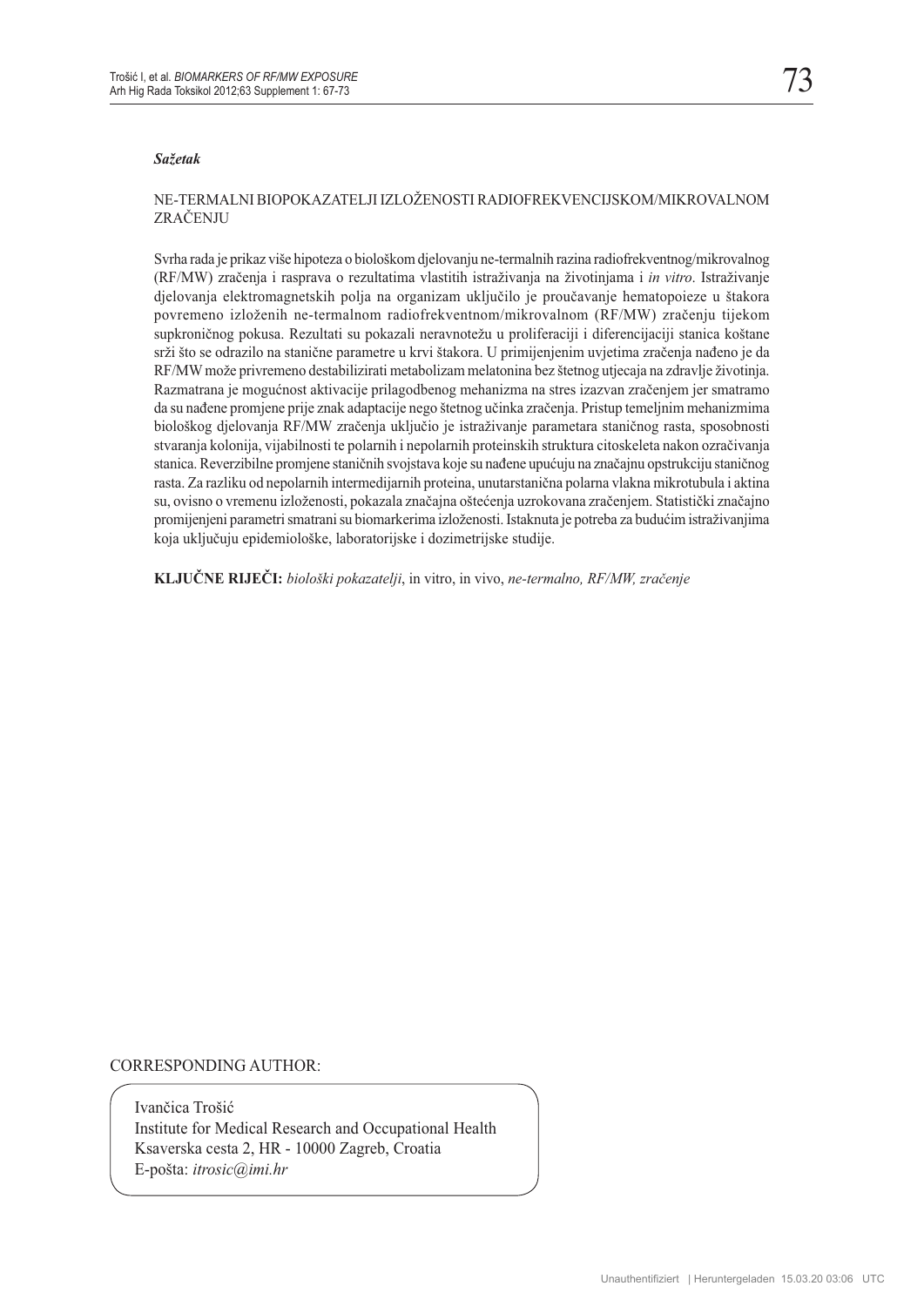***Sažetak***

NE-TERMALNI BIOPOKAZATELJI IZLOŽENOSTI RADIOFREKVENCIJSKOM/MIKROVALNOM ZRAČENJU

Svrha rada je prikaz više hipoteza o biološkom djelovanju ne-termalnih razina radiofrekventnog/mikrovalnog (RF/MW) zračenja i rasprava o rezultatima vlastitih istraživanja na životinjama i *in vitro*. Istraživanje djelovanja elektromagnetskih polja na organizam uključilo je proučavanje hematopoieze u štakora povremeno izloženih ne-termalnom radiofrekventnom/mikrovalnom (RF/MW) zračenju tijekom supkroničnog pokusa. Rezultati su pokazali neravnotežu u proliferaciji i diferencijaciji stanica koštane srži što se odrazilo na stanične parametre u krvi štakora. U primijenjenim uvjetima zračenja nađeno je da RF/MW može privremeno destabilizirati metabolizam melatonina bez štetnog utjecaja na zdravlje životinja. Razmatrana je mogućnost aktivacije prilagodbenog mehanizma na stres izazvan zračenjem jer smatramo da su nađene promjene prije znak adaptacije nego štetnog učinka zračenja. Pristup temeljnim mehanizmima biološkog djelovanja RF/MW zračenja uključio je istraživanje parametara staničnog rasta, sposobnosti stvaranja kolonija, vijabilnosti te polarnih i nepolarnih proteinskih struktura citoskeleta nakon ozračivanja stanica. Reverzibilne promjene staničnih svojstava koje su nađene upućuju na značajnu opstrukciju staničnog rasta. Za razliku od nepolarnih intermedijarnih proteina, unutarstanična polarna vlakna mikrotubula i aktina su, ovisno o vremenu izloženosti, pokazala značajna oštećenja uzrokovana zračenjem. Statistički značajno promijenjeni parametri smatrani su biomarkerima izloženosti. Istaknuta je potreba za budućim istraživanjima koja uključuju epidemiološke, laboratorijske i dozimetrijske studije.

**KLJUČNE RIJEČI:** *biološki pokazatelji*, in vitro, in vivo, *ne-termalno, RF/MW, zračenje*

CORRESPONDING AUTHOR:

Ivančica Trošić
Institute for Medical Research and Occupational Health
Ksaverska cesta 2, HR - 10000 Zagreb, Croatia
E-pošta: *itrosic@imi.hr*